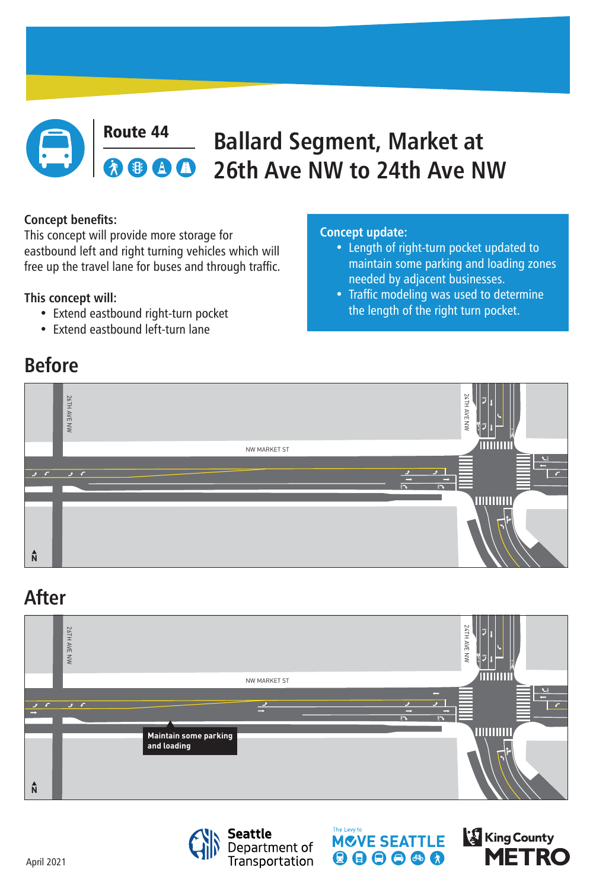Route 44

# Ballard Segment, Market at 26th Ave NW to 24th Ave NW

**Concept benefits:**
This concept will provide more storage for eastbound left and right turning vehicles which will free up the travel lane for buses and through traffic.

**This concept will:**

- Extend eastbound right-turn pocket
- Extend eastbound left-turn lane

**Concept update:**

- Length of right-turn pocket updated to maintain some parking and loading zones needed by adjacent businesses.
- Traffic modeling was used to determine the length of the right turn pocket.

## Before

26TH AVE NW

24TH AVE NW

NW MARKET ST

N

## After

26TH AVE NW

24TH AVE NW

NW MARKET ST

Maintain some parking and loading

N

April 2021

Seattle Department of Transportation

The Levy to MOVE SEATTLE

King County METRO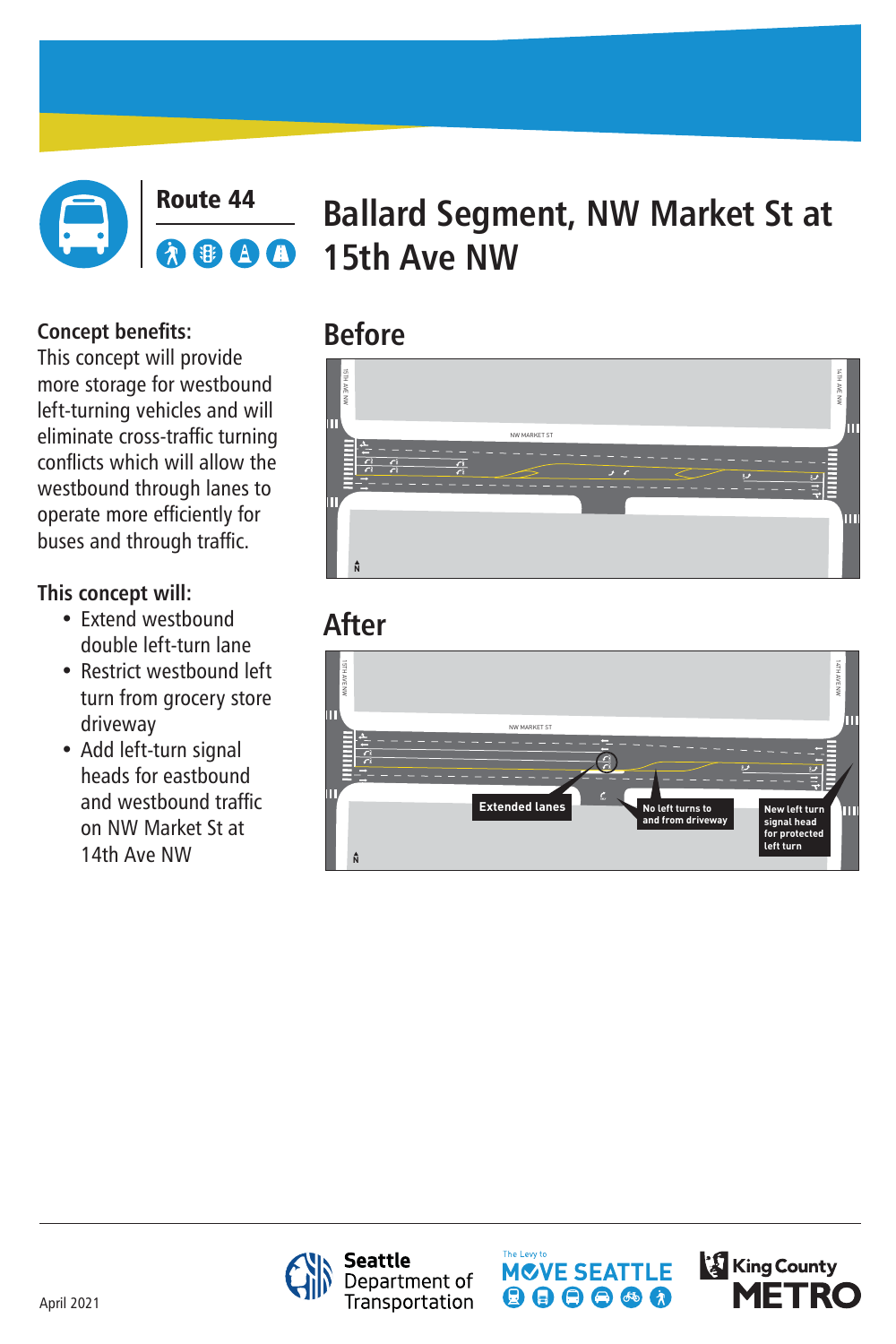# Route 44

# Ballard Segment, NW Market St at 15th Ave NW

**Concept benefits:**
This concept will provide more storage for westbound left-turning vehicles and will eliminate cross-traffic turning conflicts which will allow the westbound through lanes to operate more efficiently for buses and through traffic.

**This concept will:**

- Extend westbound double left-turn lane
- Restrict westbound left turn from grocery store driveway
- Add left-turn signal heads for eastbound and westbound traffic on NW Market St at 14th Ave NW

## Before

15TH AVE NW
14TH AVE NW
NW MARKET ST
N

## After

15TH AVE NW
14TH AVE NW
NW MARKET ST
N

Extended lanes

No left turns to and from driveway

New left turn signal head for protected left turn

April 2021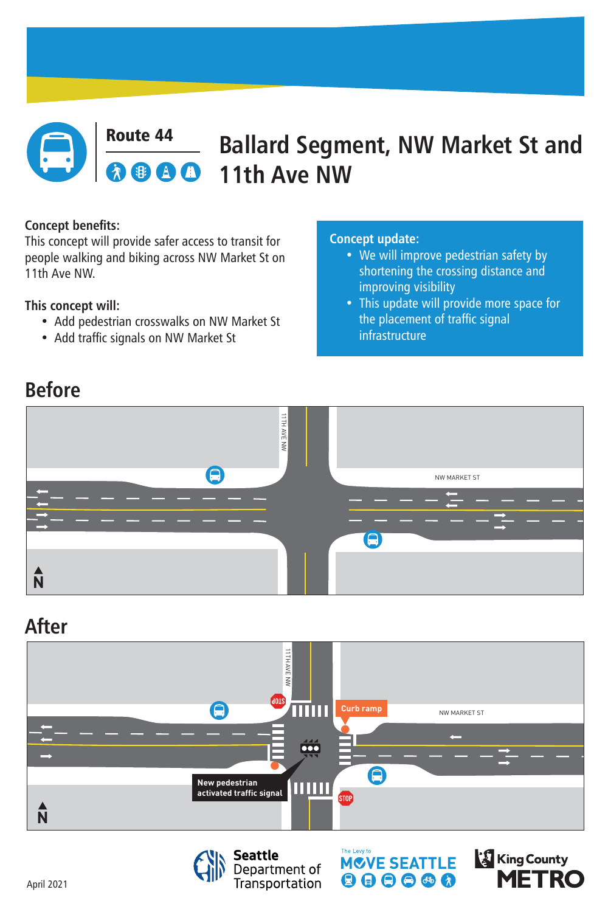Route 44

# Ballard Segment, NW Market St and 11th Ave NW

**Concept benefits:**
This concept will provide safer access to transit for people walking and biking across NW Market St on 11th Ave NW.

**This concept will:**

- Add pedestrian crosswalks on NW Market St
- Add traffic signals on NW Market St

**Concept update:**

- We will improve pedestrian safety by shortening the crossing distance and improving visibility
- This update will provide more space for the placement of traffic signal infrastructure

## Before

11TH AVE NW

NW MARKET ST

N

## After

11TH AVE NW

NW MARKET ST

STOP

Curb ramp

New pedestrian activated traffic signal

STOP

N

Seattle Department of Transportation

The Levy to MOVE SEATTLE

King County METRO

April 2021